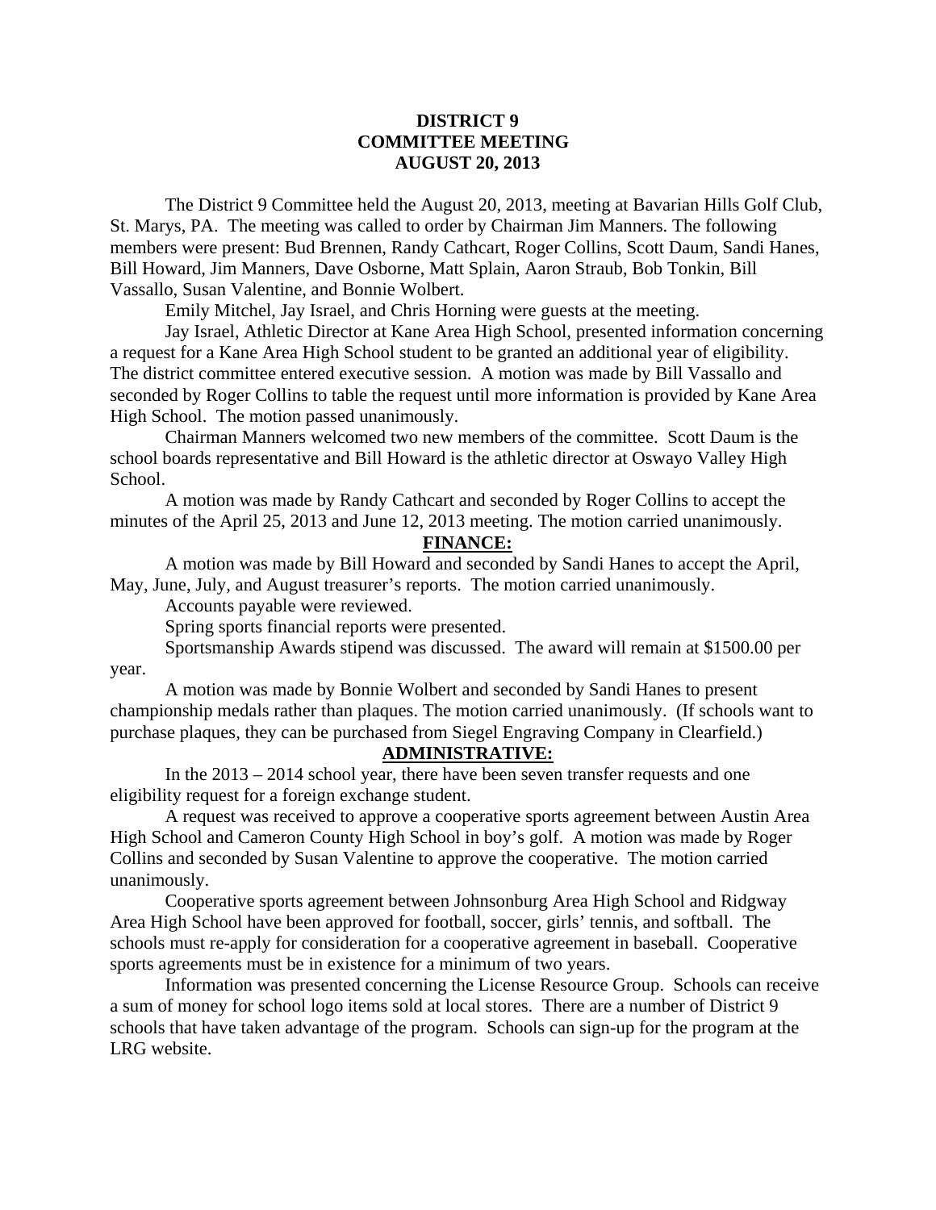# DISTRICT 9
# COMMITTEE MEETING
# AUGUST 20, 2013

The District 9 Committee held the August 20, 2013, meeting at Bavarian Hills Golf Club, St. Marys, PA. The meeting was called to order by Chairman Jim Manners. The following members were present: Bud Brennen, Randy Cathcart, Roger Collins, Scott Daum, Sandi Hanes, Bill Howard, Jim Manners, Dave Osborne, Matt Splain, Aaron Straub, Bob Tonkin, Bill Vassallo, Susan Valentine, and Bonnie Wolbert.

Emily Mitchel, Jay Israel, and Chris Horning were guests at the meeting.

Jay Israel, Athletic Director at Kane Area High School, presented information concerning a request for a Kane Area High School student to be granted an additional year of eligibility. The district committee entered executive session. A motion was made by Bill Vassallo and seconded by Roger Collins to table the request until more information is provided by Kane Area High School. The motion passed unanimously.

Chairman Manners welcomed two new members of the committee. Scott Daum is the school boards representative and Bill Howard is the athletic director at Oswayo Valley High School.

A motion was made by Randy Cathcart and seconded by Roger Collins to accept the minutes of the April 25, 2013 and June 12, 2013 meeting. The motion carried unanimously.

## FINANCE:

A motion was made by Bill Howard and seconded by Sandi Hanes to accept the April, May, June, July, and August treasurer's reports. The motion carried unanimously.

Accounts payable were reviewed.

Spring sports financial reports were presented.

Sportsmanship Awards stipend was discussed. The award will remain at $1500.00 per year.

A motion was made by Bonnie Wolbert and seconded by Sandi Hanes to present championship medals rather than plaques. The motion carried unanimously. (If schools want to purchase plaques, they can be purchased from Siegel Engraving Company in Clearfield.)

## ADMINISTRATIVE:

In the 2013 – 2014 school year, there have been seven transfer requests and one eligibility request for a foreign exchange student.

A request was received to approve a cooperative sports agreement between Austin Area High School and Cameron County High School in boy's golf. A motion was made by Roger Collins and seconded by Susan Valentine to approve the cooperative. The motion carried unanimously.

Cooperative sports agreement between Johnsonburg Area High School and Ridgway Area High School have been approved for football, soccer, girls' tennis, and softball. The schools must re-apply for consideration for a cooperative agreement in baseball. Cooperative sports agreements must be in existence for a minimum of two years.

Information was presented concerning the License Resource Group. Schools can receive a sum of money for school logo items sold at local stores. There are a number of District 9 schools that have taken advantage of the program. Schools can sign-up for the program at the LRG website.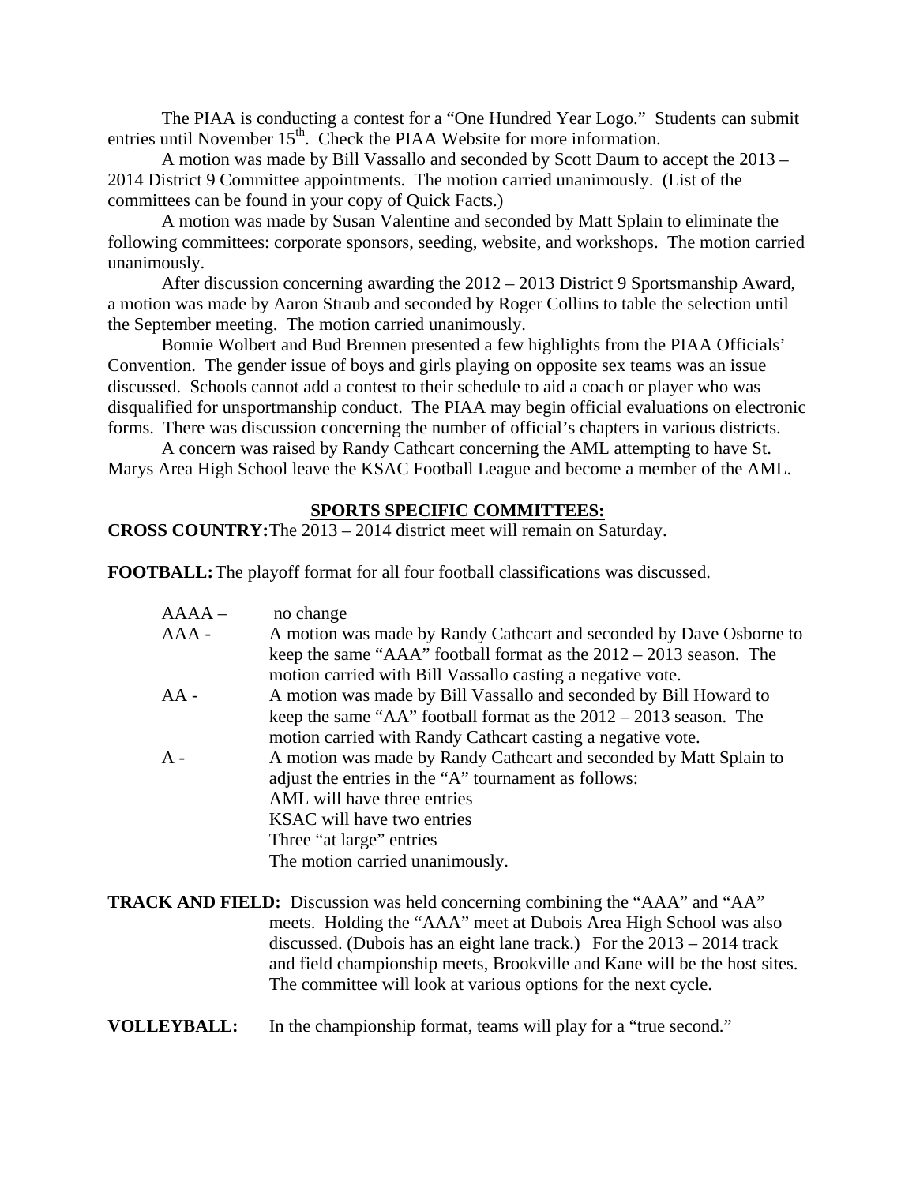The PIAA is conducting a contest for a "One Hundred Year Logo." Students can submit entries until November 15th. Check the PIAA Website for more information.

A motion was made by Bill Vassallo and seconded by Scott Daum to accept the 2013 – 2014 District 9 Committee appointments. The motion carried unanimously. (List of the committees can be found in your copy of Quick Facts.)

A motion was made by Susan Valentine and seconded by Matt Splain to eliminate the following committees: corporate sponsors, seeding, website, and workshops. The motion carried unanimously.

After discussion concerning awarding the 2012 – 2013 District 9 Sportsmanship Award, a motion was made by Aaron Straub and seconded by Roger Collins to table the selection until the September meeting. The motion carried unanimously.

Bonnie Wolbert and Bud Brennen presented a few highlights from the PIAA Officials' Convention. The gender issue of boys and girls playing on opposite sex teams was an issue discussed. Schools cannot add a contest to their schedule to aid a coach or player who was disqualified for unsportmanship conduct. The PIAA may begin official evaluations on electronic forms. There was discussion concerning the number of official's chapters in various districts.

A concern was raised by Randy Cathcart concerning the AML attempting to have St. Marys Area High School leave the KSAC Football League and become a member of the AML.

## SPORTS SPECIFIC COMMITTEES:

**CROSS COUNTRY:** The 2013 – 2014 district meet will remain on Saturday.

**FOOTBALL:** The playoff format for all four football classifications was discussed.

AAAA – no change

AAA - A motion was made by Randy Cathcart and seconded by Dave Osborne to keep the same "AAA" football format as the 2012 – 2013 season. The motion carried with Bill Vassallo casting a negative vote.

AA - A motion was made by Bill Vassallo and seconded by Bill Howard to keep the same "AA" football format as the 2012 – 2013 season. The motion carried with Randy Cathcart casting a negative vote.

A - A motion was made by Randy Cathcart and seconded by Matt Splain to adjust the entries in the "A" tournament as follows:
AML will have three entries
KSAC will have two entries
Three "at large" entries
The motion carried unanimously.

**TRACK AND FIELD:** Discussion was held concerning combining the "AAA" and "AA" meets. Holding the "AAA" meet at Dubois Area High School was also discussed. (Dubois has an eight lane track.) For the 2013 – 2014 track and field championship meets, Brookville and Kane will be the host sites. The committee will look at various options for the next cycle.

**VOLLEYBALL:** In the championship format, teams will play for a "true second."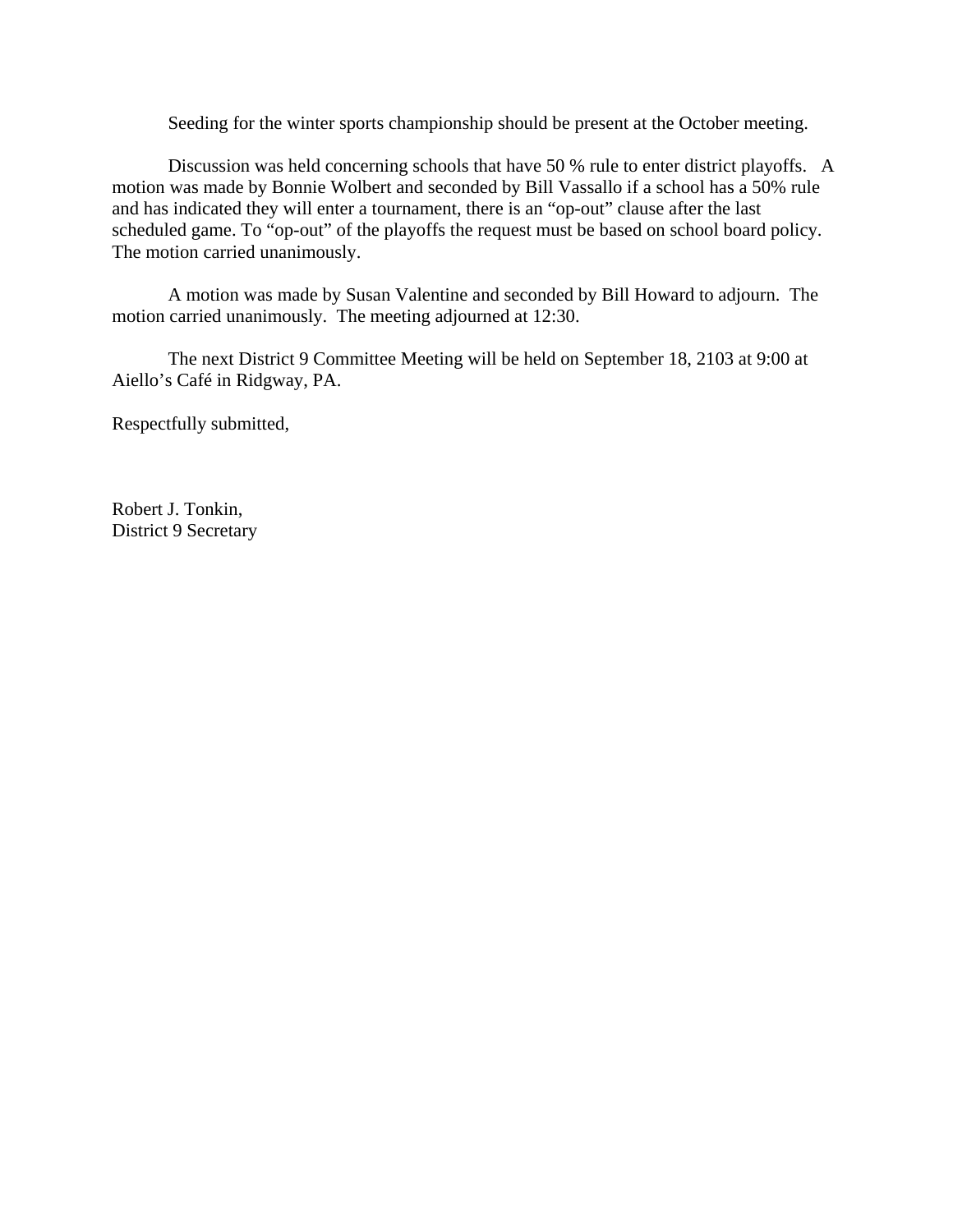Seeding for the winter sports championship should be present at the October meeting.

Discussion was held concerning schools that have 50 % rule to enter district playoffs. A motion was made by Bonnie Wolbert and seconded by Bill Vassallo if a school has a 50% rule and has indicated they will enter a tournament, there is an "op-out" clause after the last scheduled game. To "op-out" of the playoffs the request must be based on school board policy. The motion carried unanimously.

A motion was made by Susan Valentine and seconded by Bill Howard to adjourn. The motion carried unanimously. The meeting adjourned at 12:30.

The next District 9 Committee Meeting will be held on September 18, 2103 at 9:00 at Aiello's Café in Ridgway, PA.

Respectfully submitted,

Robert J. Tonkin,
District 9 Secretary